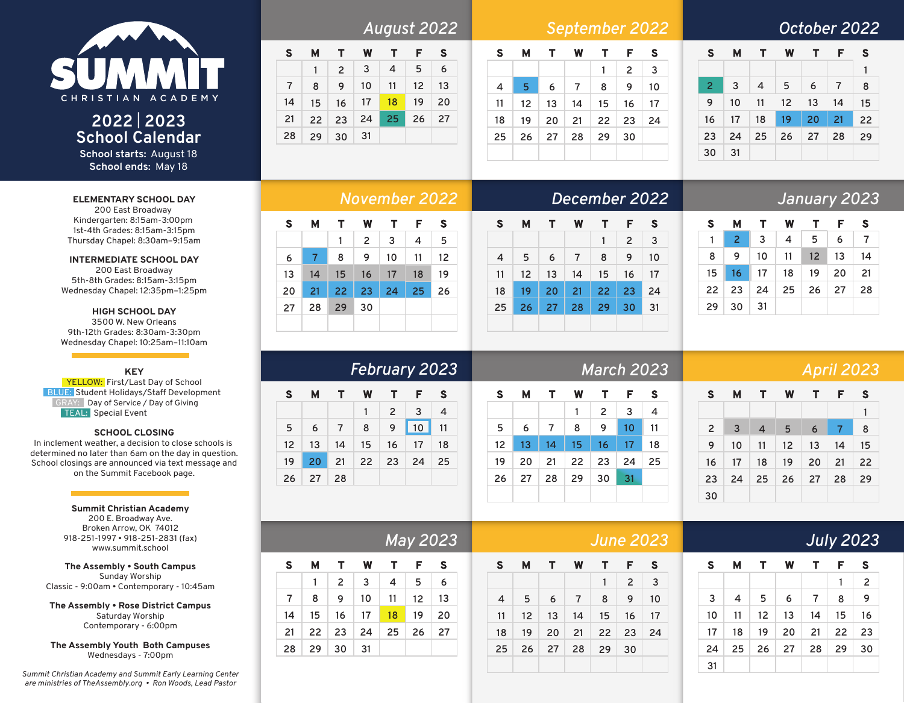# SUMMIT
CHRISTIAN ACADEMY

## 2022 | 2023 School Calendar

**School starts:** August 18
**School ends:** May 18

### ELEMENTARY SCHOOL DAY
200 East Broadway
Kindergarten: 8:15am-3:00pm
1st-4th Grades: 8:15am-3:15pm
Thursday Chapel: 8:30am–9:15am

### INTERMEDIATE SCHOOL DAY
200 East Broadway
5th-8th Grades: 8:15am-3:15pm
Wednesday Chapel: 12:35pm–1:25pm

### HIGH SCHOOL DAY
3500 W. New Orleans
9th-12th Grades: 8:30am-3:30pm
Wednesday Chapel: 10:25am–11:10am

### KEY
YELLOW: First/Last Day of School
BLUE: Student Holidays/Staff Development
GRAY: Day of Service / Day of Giving
TEAL: Special Event

### SCHOOL CLOSING
In inclement weather, a decision to close schools is determined no later than 6am on the day in question. School closings are announced via text message and on the Summit Facebook page.

**Summit Christian Academy**
200 E. Broadway Ave.
Broken Arrow, OK 74012
918-251-1997 • 918-251-2831 (fax)
www.summit.school

**The Assembly • South Campus**
Sunday Worship
Classic - 9:00am • Contemporary - 10:45am

**The Assembly • Rose District Campus**
Saturday Worship
Contemporary - 6:00pm

**The Assembly Youth Both Campuses**
Wednesdays - 7:00pm

*Summit Christian Academy and Summit Early Learning Center are ministries of TheAssembly.org • Ron Woods, Lead Pastor*

### August 2022
| S | M | T | W | T | F | S |
|---|---|---|---|---|---|---|
| | 1 | 2 | 3 | 4 | 5 | 6 |
| 7 | 8 | 9 | 10 | 11 | 12 | 13 |
| 14 | 15 | 16 | 17 | 18 (Yellow) | 19 | 20 |
| 21 | 22 | 23 | 24 | 25 (Teal) | 26 | 27 |
| 28 | 29 | 30 | 31 | | | |

### September 2022
| S | M | T | W | T | F | S |
|---|---|---|---|---|---|---|
| | | | | 1 | 2 | 3 |
| 4 | 5 (Blue) | 6 | 7 | 8 | 9 | 10 |
| 11 | 12 | 13 | 14 | 15 | 16 | 17 |
| 18 | 19 | 20 | 21 | 22 | 23 | 24 |
| 25 | 26 | 27 | 28 | 29 | 30 | |

### October 2022
| S | M | T | W | T | F | S |
|---|---|---|---|---|---|---|
| | | | | | | 1 |
| 2 (Teal) | 3 | 4 | 5 | 6 | 7 | 8 |
| 9 | 10 | 11 | 12 | 13 | 14 | 15 |
| 16 | 17 | 18 | 19 (Blue) | 20 (Blue) | 21 (Blue) | 22 |
| 23 | 24 | 25 | 26 | 27 | 28 | 29 |
| 30 | 31 | | | | | |

### November 2022
| S | M | T | W | T | F | S |
|---|---|---|---|---|---|---|
| | | 1 | 2 | 3 | 4 | 5 |
| 6 | 7 (Blue) | 8 | 9 | 10 | 11 | 12 |
| 13 | 14 (Gray) | 15 (Gray) | 16 (Gray) | 17 (Gray) | 18 (Gray) | 19 |
| 20 | 21 (Blue) | 22 (Blue) | 23 (Blue) | 24 (Blue) | 25 (Blue) | 26 |
| 27 | 28 | 29 (Gray) | 30 | | | |

### December 2022
| S | M | T | W | T | F | S |
|---|---|---|---|---|---|---|
| | | | | 1 | 2 | 3 |
| 4 | 5 | 6 | 7 | 8 | 9 | 10 |
| 11 | 12 | 13 | 14 | 15 | 16 | 17 |
| 18 | 19 (Blue) | 20 (Blue) | 21 (Blue) | 22 (Blue) | 23 (Blue) | 24 |
| 25 | 26 (Blue) | 27 (Blue) | 28 (Blue) | 29 (Blue) | 30 (Blue) | 31 |

### January 2023
| S | M | T | W | T | F | S |
|---|---|---|---|---|---|---|
| 1 | 2 (Blue) | 3 | 4 | 5 | 6 | 7 |
| 8 | 9 | 10 | 11 | 12 (Gray) | 13 | 14 |
| 15 | 16 (Blue) | 17 | 18 | 19 | 20 | 21 |
| 22 | 23 | 24 | 25 | 26 | 27 | 28 |
| 29 | 30 | 31 | | | | |

### February 2023
| S | M | T | W | T | F | S |
|---|---|---|---|---|---|---|
| | | | 1 | 2 | 3 | 4 |
| 5 | 6 | 7 | 8 | 9 | 10 (Blue outline) | 11 |
| 12 | 13 | 14 | 15 | 16 | 17 | 18 |
| 19 | 20 (Blue) | 21 | 22 | 23 | 24 | 25 |
| 26 | 27 | 28 | | | | |

### March 2023
| S | M | T | W | T | F | S |
|---|---|---|---|---|---|---|
| | | | 1 | 2 | 3 | 4 |
| 5 | 6 | 7 | 8 | 9 | 10 (Blue) | 11 |
| 12 | 13 (Blue) | 14 (Blue) | 15 (Blue) | 16 (Blue) | 17 (Blue) | 18 |
| 19 | 20 | 21 | 22 | 23 | 24 | 25 |
| 26 | 27 | 28 | 29 | 30 | 31 (Teal) | |

### April 2023
| S | M | T | W | T | F | S |
|---|---|---|---|---|---|---|
| | | | | | | 1 |
| 2 | 3 (Gray) | 4 (Gray) | 5 (Gray) | 6 (Gray) | 7 (Blue) | 8 |
| 9 | 10 | 11 | 12 | 13 | 14 | 15 |
| 16 | 17 | 18 | 19 | 20 | 21 | 22 |
| 23 | 24 | 25 | 26 | 27 | 28 | 29 |
| 30 | | | | | | |

### May 2023
| S | M | T | W | T | F | S |
|---|---|---|---|---|---|---|
| | 1 | 2 | 3 | 4 | 5 | 6 |
| 7 | 8 | 9 | 10 | 11 | 12 | 13 |
| 14 | 15 | 16 | 17 | 18 (Yellow) | 19 | 20 |
| 21 | 22 | 23 | 24 | 25 | 26 | 27 |
| 28 | 29 | 30 | 31 | | | |

### June 2023
| S | M | T | W | T | F | S |
|---|---|---|---|---|---|---|
| | | | | 1 | 2 | 3 |
| 4 | 5 | 6 | 7 | 8 | 9 | 10 |
| 11 | 12 | 13 | 14 | 15 | 16 | 17 |
| 18 | 19 | 20 | 21 | 22 | 23 | 24 |
| 25 | 26 | 27 | 28 | 29 | 30 | |

### July 2023
| S | M | T | W | T | F | S |
|---|---|---|---|---|---|---|
| | | | | | 1 | 2 |
| 3 | 4 | 5 | 6 | 7 | 8 | 9 |
| 10 | 11 | 12 | 13 | 14 | 15 | 16 |
| 17 | 18 | 19 | 20 | 21 | 22 | 23 |
| 24 | 25 | 26 | 27 | 28 | 29 | 30 |
| 31 | | | | | | |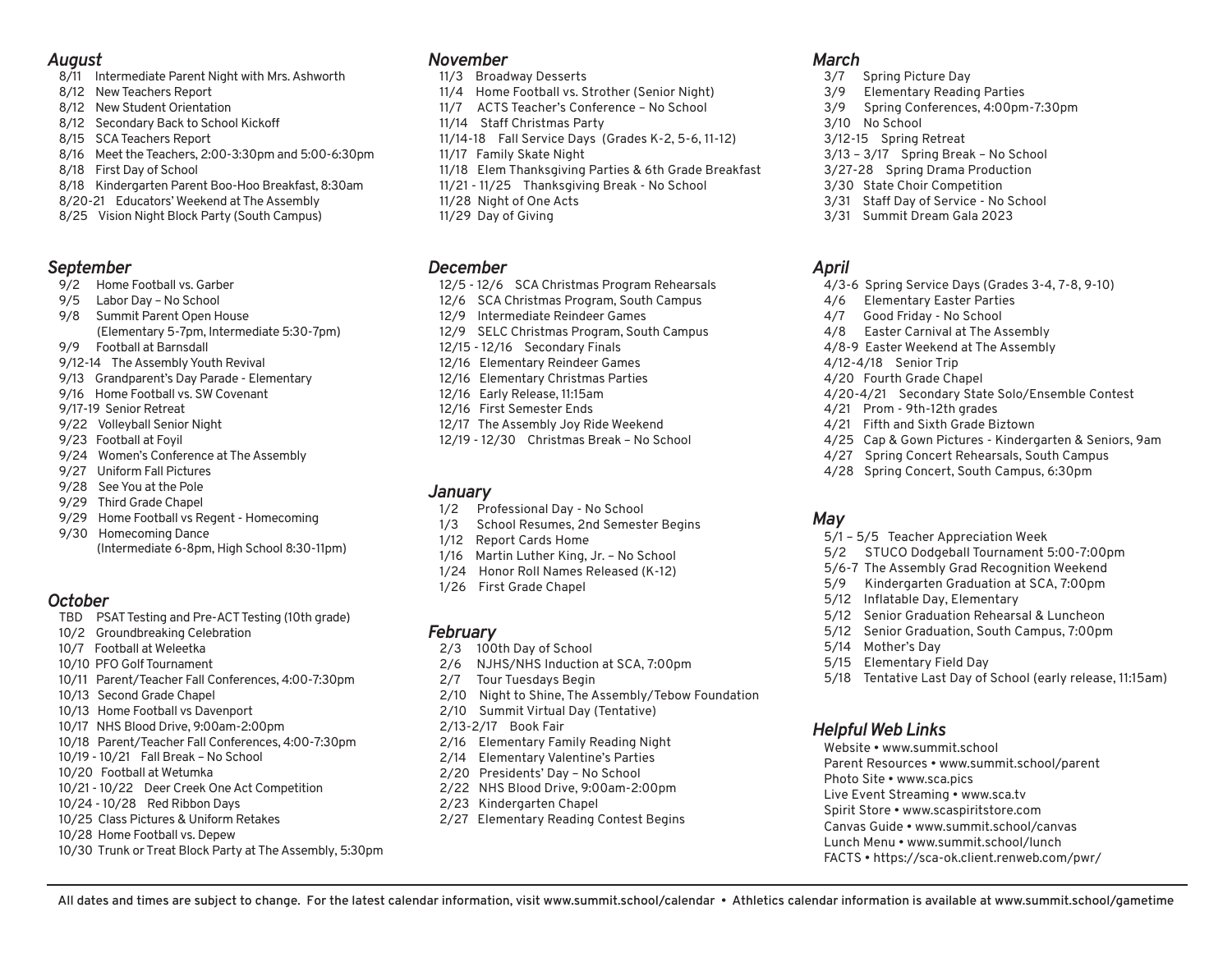### *August*

- 8/11 Intermediate Parent Night with Mrs. Ashworth
- 8/12 New Teachers Report
- 8/12 New Student Orientation
- 8/12 Secondary Back to School Kickoff
- 8/15 SCA Teachers Report
- 8/16 Meet the Teachers, 2:00-3:30pm and 5:00-6:30pm
- 8/18 First Day of School
- 8/18 Kindergarten Parent Boo-Hoo Breakfast, 8:30am
- 8/20-21 Educators' Weekend at The Assembly
- 8/25 Vision Night Block Party (South Campus)

### *September*

- 9/2 Home Football vs. Garber
- 9/5 Labor Day – No School
- 9/8 Summit Parent Open House (Elementary 5-7pm, Intermediate 5:30-7pm)
- 9/9 Football at Barnsdall
- 9/12-14 The Assembly Youth Revival
- 9/13 Grandparent's Day Parade - Elementary
- 9/16 Home Football vs. SW Covenant
- 9/17-19 Senior Retreat
- 9/22 Volleyball Senior Night
- 9/23 Football at Foyil
- 9/24 Women's Conference at The Assembly
- 9/27 Uniform Fall Pictures
- 9/28 See You at the Pole
- 9/29 Third Grade Chapel
- 9/29 Home Football vs Regent - Homecoming
- 9/30 Homecoming Dance (Intermediate 6-8pm, High School 8:30-11pm)

### *October*

- TBD PSAT Testing and Pre-ACT Testing (10th grade)
- 10/2 Groundbreaking Celebration
- 10/7 Football at Weleetka
- 10/10 PFO Golf Tournament
- 10/11 Parent/Teacher Fall Conferences, 4:00-7:30pm
- 10/13 Second Grade Chapel
- 10/13 Home Football vs Davenport
- 10/17 NHS Blood Drive, 9:00am-2:00pm
- 10/18 Parent/Teacher Fall Conferences, 4:00-7:30pm
- 10/19 - 10/21 Fall Break – No School
- 10/20 Football at Wetumka
- 10/21 - 10/22 Deer Creek One Act Competition
- 10/24 - 10/28 Red Ribbon Days
- 10/25 Class Pictures & Uniform Retakes
- 10/28 Home Football vs. Depew
- 10/30 Trunk or Treat Block Party at The Assembly, 5:30pm

### *November*

- 11/3 Broadway Desserts
- 11/4 Home Football vs. Strother (Senior Night)
- 11/7 ACTS Teacher's Conference – No School
- 11/14 Staff Christmas Party
- 11/14-18 Fall Service Days (Grades K-2, 5-6, 11-12)
- 11/17 Family Skate Night
- 11/18 Elem Thanksgiving Parties & 6th Grade Breakfast
- 11/21 - 11/25 Thanksgiving Break - No School
- 11/28 Night of One Acts
- 11/29 Day of Giving

### *December*

- 12/5 - 12/6 SCA Christmas Program Rehearsals
- 12/6 SCA Christmas Program, South Campus
- 12/9 Intermediate Reindeer Games
- 12/9 SELC Christmas Program, South Campus
- 12/15 - 12/16 Secondary Finals
- 12/16 Elementary Reindeer Games
- 12/16 Elementary Christmas Parties
- 12/16 Early Release, 11:15am
- 12/16 First Semester Ends
- 12/17 The Assembly Joy Ride Weekend
- 12/19 - 12/30 Christmas Break – No School

### *January*

- 1/2 Professional Day - No School
- 1/3 School Resumes, 2nd Semester Begins
- 1/12 Report Cards Home
- 1/16 Martin Luther King, Jr. – No School
- 1/24 Honor Roll Names Released (K-12)
- 1/26 First Grade Chapel

### *February*

- 2/3 100th Day of School
- 2/6 NJHS/NHS Induction at SCA, 7:00pm
- 2/7 Tour Tuesdays Begin
- 2/10 Night to Shine, The Assembly/Tebow Foundation
- 2/10 Summit Virtual Day (Tentative)
- 2/13-2/17 Book Fair
- 2/16 Elementary Family Reading Night
- 2/14 Elementary Valentine's Parties
- 2/20 Presidents' Day – No School
- 2/22 NHS Blood Drive, 9:00am-2:00pm
- 2/23 Kindergarten Chapel
- 2/27 Elementary Reading Contest Begins

### *March*

- 3/7 Spring Picture Day
- 3/9 Elementary Reading Parties
- 3/9 Spring Conferences, 4:00pm-7:30pm
- 3/10 No School
- 3/12-15 Spring Retreat
- 3/13 – 3/17 Spring Break – No School
- 3/27-28 Spring Drama Production
- 3/30 State Choir Competition
- 3/31 Staff Day of Service - No School
- 3/31 Summit Dream Gala 2023

### *April*

- 4/3-6 Spring Service Days (Grades 3-4, 7-8, 9-10)
- 4/6 Elementary Easter Parties
- 4/7 Good Friday - No School
- 4/8 Easter Carnival at The Assembly
- 4/8-9 Easter Weekend at The Assembly
- 4/12-4/18 Senior Trip
- 4/20 Fourth Grade Chapel
- 4/20-4/21 Secondary State Solo/Ensemble Contest
- 4/21 Prom - 9th-12th grades
- 4/21 Fifth and Sixth Grade Biztown
- 4/25 Cap & Gown Pictures - Kindergarten & Seniors, 9am
- 4/27 Spring Concert Rehearsals, South Campus
- 4/28 Spring Concert, South Campus, 6:30pm

### *May*

- 5/1 – 5/5 Teacher Appreciation Week
- 5/2 STUCO Dodgeball Tournament 5:00-7:00pm
- 5/6-7 The Assembly Grad Recognition Weekend
- 5/9 Kindergarten Graduation at SCA, 7:00pm
- 5/12 Inflatable Day, Elementary
- 5/12 Senior Graduation Rehearsal & Luncheon
- 5/12 Senior Graduation, South Campus, 7:00pm
- 5/14 Mother's Day
- 5/15 Elementary Field Day
- 5/18 Tentative Last Day of School (early release, 11:15am)

### *Helpful Web Links*

- Website • www.summit.school
- Parent Resources • www.summit.school/parent
- Photo Site • www.sca.pics
- Live Event Streaming • www.sca.tv
- Spirit Store • www.scaspiritstore.com
- Canvas Guide • www.summit.school/canvas
- Lunch Menu • www.summit.school/lunch
- FACTS • https://sca-ok.client.renweb.com/pwr/

---

All dates and times are subject to change. For the latest calendar information, visit www.summit.school/calendar • Athletics calendar information is available at www.summit.school/gametime